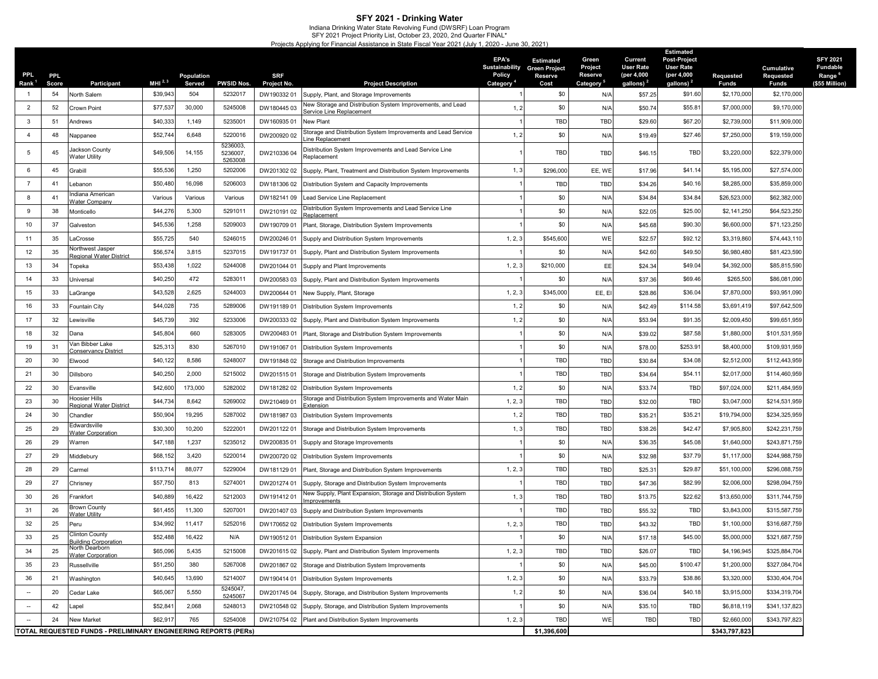# SFY 2021 - Drinking Water

Indiana Drinking Water State Revolving Fund (DWSRF) Loan Program
SFY 2021 Project Priority List, October 23, 2020, 2nd Quarter FINAL*
Projects Applying for Financial Assistance in State Fiscal Year 2021 (July 1, 2020 - June 30, 2021)

| PPL Rank [1] | PPL Score | Participant | MHI [2, 3] | Population Served | PWSID Nos. | SRF Project No. | Project Description | EPA's Sustainability Policy Category [4] | Estimated Green Project Reserve Cost | Green Project Reserve Category [5] | Current User Rate (per 4,000 gallons) [2] | Estimated Post-Project User Rate (per 4,000 gallons) [2] | Requested Funds | Cumulative Requested Funds | SFY 2021 Fundable Range [6] ($55 Million) |
|---|---|---|---|---|---|---|---|---|---|---|---|---|---|---|---|
| 1 | 54 | North Salem | $39,943 | 504 | 5232017 | DW190332 01 | Supply, Plant, and Storage Improvements | 1 | $0 | N/A | $57.25 | $91.60 | $2,170,000 | $2,170,000 | |
| 2 | 52 | Crown Point | $77,537 | 30,000 | 5245008 | DW180445 03 | New Storage and Distribution System Improvements, and Lead Service Line Replacement | 1, 2 | $0 | N/A | $50.74 | $55.81 | $7,000,000 | $9,170,000 | |
| 3 | 51 | Andrews | $40,333 | 1,149 | 5235001 | DW160935 01 | New Plant | 1 | TBD | TBD | $29.60 | $67.20 | $2,739,000 | $11,909,000 | |
| 4 | 48 | Nappanee | $52,744 | 6,648 | 5220016 | DW200920 02 | Storage and Distribution System Improvements and Lead Service Line Replacement | 1, 2 | $0 | N/A | $19.49 | $27.46 | $7,250,000 | $19,159,000 | |
| 5 | 45 | Jackson County Water Utility | $49,506 | 14,155 | 5236003, 5236007, 5263008 | DW210336 04 | Distribution System Improvements and Lead Service Line Replacement | 1 | TBD | TBD | $46.15 | TBD | $3,220,000 | $22,379,000 | |
| 6 | 45 | Grabill | $55,536 | 1,250 | 5202006 | DW201302 02 | Supply, Plant, Treatment and Distribution System Improvements | 1, 3 | $296,000 | EE, WE | $17.96 | $41.14 | $5,195,000 | $27,574,000 | |
| 7 | 41 | Lebanon | $50,480 | 16,098 | 5206003 | DW181306 02 | Distribution System and Capacity Improvements | 1 | TBD | TBD | $34.26 | $40.16 | $8,285,000 | $35,859,000 | |
| 8 | 41 | Indiana American Water Company | Various | Various | Various | DW182141 09 | Lead Service Line Replacement | 1 | $0 | N/A | $34.84 | $34.84 | $26,523,000 | $62,382,000 | |
| 9 | 38 | Monticello | $44,276 | 5,300 | 5291011 | DW210191 02 | Distribution System Improvements and Lead Service Line Replacement | 1 | $0 | N/A | $22.05 | $25.00 | $2,141,250 | $64,523,250 | |
| 10 | 37 | Galveston | $45,536 | 1,258 | 5209003 | DW190709 01 | Plant, Storage, Distribution System Improvements | 1 | $0 | N/A | $45.68 | $90.30 | $6,600,000 | $71,123,250 | |
| 11 | 35 | LaCrosse | $55,725 | 540 | 5246015 | DW200246 01 | Supply and Distribution System Improvements | 1, 2, 3 | $545,600 | WE | $22.57 | $92.12 | $3,319,860 | $74,443,110 | |
| 12 | 35 | Northwest Jasper Regional Water District | $56,574 | 3,815 | 5237015 | DW191737 01 | Supply, Plant and Distribution System Improvements | 1 | $0 | N/A | $42.60 | $49.50 | $6,980,480 | $81,423,590 | |
| 13 | 34 | Topeka | $53,438 | 1,022 | 5244008 | DW201044 01 | Supply and Plant Improvements | 1, 2, 3 | $210,000 | EE | $24.34 | $49.04 | $4,392,000 | $85,815,590 | |
| 14 | 33 | Universal | $40,250 | 472 | 5283011 | DW200583 03 | Supply, Plant and Distribution System Improvements | 1 | $0 | N/A | $37.36 | $69.46 | $265,500 | $86,081,090 | |
| 15 | 33 | LaGrange | $43,528 | 2,625 | 5244003 | DW200644 01 | New Supply, Plant, Storage | 1, 2, 3 | $345,000 | EE, EI | $28.86 | $36.04 | $7,870,000 | $93,951,090 | |
| 16 | 33 | Fountain City | $44,028 | 735 | 5289006 | DW191189 01 | Distribution System Improvements | 1, 2 | $0 | N/A | $42.49 | $114.58 | $3,691,419 | $97,642,509 | |
| 17 | 32 | Lewisville | $45,739 | 392 | 5233006 | DW200333 02 | Supply, Plant and Distribution System Improvements | 1, 2 | $0 | N/A | $53.94 | $91.35 | $2,009,450 | $99,651,959 | |
| 18 | 32 | Dana | $45,804 | 660 | 5283005 | DW200483 01 | Plant, Storage and Distribution System Improvements | 1 | $0 | N/A | $39.02 | $87.58 | $1,880,000 | $101,531,959 | |
| 19 | 31 | Van Bibber Lake Conservancy District | $25,313 | 830 | 5267010 | DW191067 01 | Distribution System Improvements | 1 | $0 | N/A | $78.00 | $253.91 | $8,400,000 | $109,931,959 | |
| 20 | 30 | Elwood | $40,122 | 8,586 | 5248007 | DW191848 02 | Storage and Distribution Improvements | 1 | TBD | TBD | $30.84 | $34.08 | $2,512,000 | $112,443,959 | |
| 21 | 30 | Dillsboro | $40,250 | 2,000 | 5215002 | DW201515 01 | Storage and Distribution System Improvements | 1 | TBD | TBD | $34.64 | $54.11 | $2,017,000 | $114,460,959 | |
| 22 | 30 | Evansville | $42,600 | 173,000 | 5282002 | DW181282 02 | Distribution System Improvements | 1, 2 | $0 | N/A | $33.74 | TBD | $97,024,000 | $211,484,959 | |
| 23 | 30 | Hoosier Hills Regional Water District | $44,734 | 8,642 | 5269002 | DW210469 01 | Storage and Distribution System Improvements and Water Main Extension | 1, 2, 3 | TBD | TBD | $32.00 | TBD | $3,047,000 | $214,531,959 | |
| 24 | 30 | Chandler | $50,904 | 19,295 | 5287002 | DW181987 03 | Distribution System Improvements | 1, 2 | TBD | TBD | $35.21 | $35.21 | $19,794,000 | $234,325,959 | |
| 25 | 29 | Edwardsville Water Corporation | $30,300 | 10,200 | 5222001 | DW201122 01 | Storage and Distribution System Improvements | 1, 3 | TBD | TBD | $38.26 | $42.47 | $7,905,800 | $242,231,759 | |
| 26 | 29 | Warren | $47,188 | 1,237 | 5235012 | DW200835 01 | Supply and Storage Improvements | 1 | $0 | N/A | $36.35 | $45.08 | $1,640,000 | $243,871,759 | |
| 27 | 29 | Middlebury | $68,152 | 3,420 | 5220014 | DW200720 02 | Distribution System Improvements | 1 | $0 | N/A | $32.98 | $37.79 | $1,117,000 | $244,988,759 | |
| 28 | 29 | Carmel | $113,714 | 88,077 | 5229004 | DW181129 01 | Plant, Storage and Distribution System Improvements | 1, 2, 3 | TBD | TBD | $25.31 | $29.87 | $51,100,000 | $296,088,759 | |
| 29 | 27 | Chrisney | $57,750 | 813 | 5274001 | DW201274 01 | Supply, Storage and Distribution System Improvements | 1 | TBD | TBD | $47.36 | $82.99 | $2,006,000 | $298,094,759 | |
| 30 | 26 | Frankfort | $40,889 | 16,422 | 5212003 | DW191412 01 | New Supply, Plant Expansion, Storage and Distribution System Improvements | 1, 3 | TBD | TBD | $13.75 | $22.62 | $13,650,000 | $311,744,759 | |
| 31 | 26 | Brown County Water Utility | $61,455 | 11,300 | 5207001 | DW201407 03 | Supply and Distribution System Improvements | 1 | TBD | TBD | $55.32 | TBD | $3,843,000 | $315,587,759 | |
| 32 | 25 | Peru | $34,992 | 11,417 | 5252016 | DW170652 02 | Distribution System Improvements | 1, 2, 3 | TBD | TBD | $43.32 | TBD | $1,100,000 | $316,687,759 | |
| 33 | 25 | Clinton County Building Corporation | $52,488 | 16,422 | N/A | DW190512 01 | Distribution System Expansion | 1 | $0 | N/A | $17.18 | $45.00 | $5,000,000 | $321,687,759 | |
| 34 | 25 | North Dearborn Water Corporation | $65,096 | 5,435 | 5215008 | DW201615 02 | Supply, Plant and Distribution System Improvements | 1, 2, 3 | TBD | TBD | $26.07 | TBD | $4,196,945 | $325,884,704 | |
| 35 | 23 | Russellville | $51,250 | 380 | 5267008 | DW201867 02 | Storage and Distribution System Improvements | 1 | $0 | N/A | $45.00 | $100.47 | $1,200,000 | $327,084,704 | |
| 36 | 21 | Washington | $40,645 | 13,690 | 5214007 | DW190414 01 | Distribution System Improvements | 1, 2, 3 | $0 | N/A | $33.79 | $38.86 | $3,320,000 | $330,404,704 | |
| -- | 20 | Cedar Lake | $65,067 | 5,550 | 5245047, 5245067 | DW201745 04 | Supply, Storage, and Distribution System Improvements | 1, 2 | $0 | N/A | $36.04 | $40.18 | $3,915,000 | $334,319,704 | |
| -- | 42 | Lapel | $62,841 | 2,068 | 5248013 | DW210548 02 | Supply, Storage, and Distribution System Improvements | 1 | $0 | N/A | $35.10 | TBD | $6,818,119 | $341,137,823 | |
| -- | 24 | New Market | $62,917 | 765 | 5254008 | DW210754 02 | Plant and Distribution System Improvements | 1, 2, 3 | TBD | WE | TBD | TBD | $2,660,000 | $343,797,823 | |
| **TOTAL REQUESTED FUNDS - PRELIMINARY ENGINEERING REPORTS (PERs)** | | | | | | | | | **$1,396,600** | | | | **$343,797,823** | | |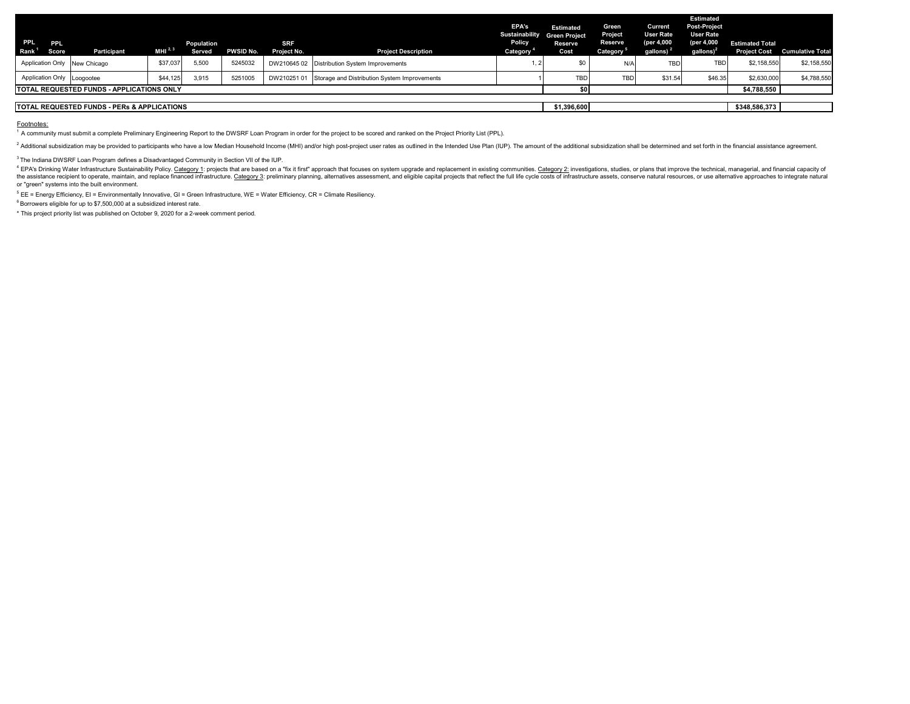| PPL Rank[1] | PPL Score | Participant | MHI[2, 3] | Population Served | PWSID No. | SRF Project No. | Project Description | EPA's Sustainability Policy Category[4] | Estimated Green Project Reserve Cost | Green Project Reserve Category[5] | Current User Rate (per 4,000 gallons)[2] | Estimated Post-Project User Rate (per 4,000 gallons)[2] | Estimated Total Project Cost | Cumulative Total |
|---|---|---|---|---|---|---|---|---|---|---|---|---|---|---|
| Application Only | | New Chicago | $37,037 | 5,500 | 5245032 | DW210645 02 | Distribution System Improvements | 1, 2 | $0 | N/A | TBD | TBD | $2,158,550 | $2,158,550 |
| Application Only | | Loogootee | $44,125 | 3,915 | 5251005 | DW210251 01 | Storage and Distribution System Improvements | 1 | TBD | TBD | $31.54 | $46.35 | $2,630,000 | $4,788,550 |
| **TOTAL REQUESTED FUNDS - APPLICATIONS ONLY** | | | | | | | | | **$0** | | | | **$4,788,550** | |
| **TOTAL REQUESTED FUNDS - PERs & APPLICATIONS** | | | | | | | | | **$1,396,600** | | | | **$348,586,373** | |

Footnotes:

[1] A community must submit a complete Preliminary Engineering Report to the DWSRF Loan Program in order for the project to be scored and ranked on the Project Priority List (PPL).

[2] Additional subsidization may be provided to participants who have a low Median Household Income (MHI) and/or high post-project user rates as outlined in the Intended Use Plan (IUP). The amount of the additional subsidization shall be determined and set forth in the financial assistance agreement.

[3] The Indiana DWSRF Loan Program defines a Disadvantaged Community in Section VII of the IUP.

[4] EPA's Drinking Water Infrastructure Sustainability Policy. Category 1: projects that are based on a "fix it first" approach that focuses on system upgrade and replacement in existing communities. Category 2: investigations, studies, or plans that improve the technical, managerial, and financial capacity of the assistance recipient to operate, maintain, and replace financed infrastructure. Category 3: preliminary planning, alternatives assessment, and eligible capital projects that reflect the full life cycle costs of infrastructure assets, conserve natural resources, or use alternative approaches to integrate natural or "green" systems into the built environment.

[5] EE = Energy Efficiency, EI = Environmentally Innovative, GI = Green Infrastructure, WE = Water Efficiency, CR = Climate Resiliency.

[6] Borrowers eligible for up to $7,500,000 at a subsidized interest rate.

* This project priority list was published on October 9, 2020 for a 2-week comment period.